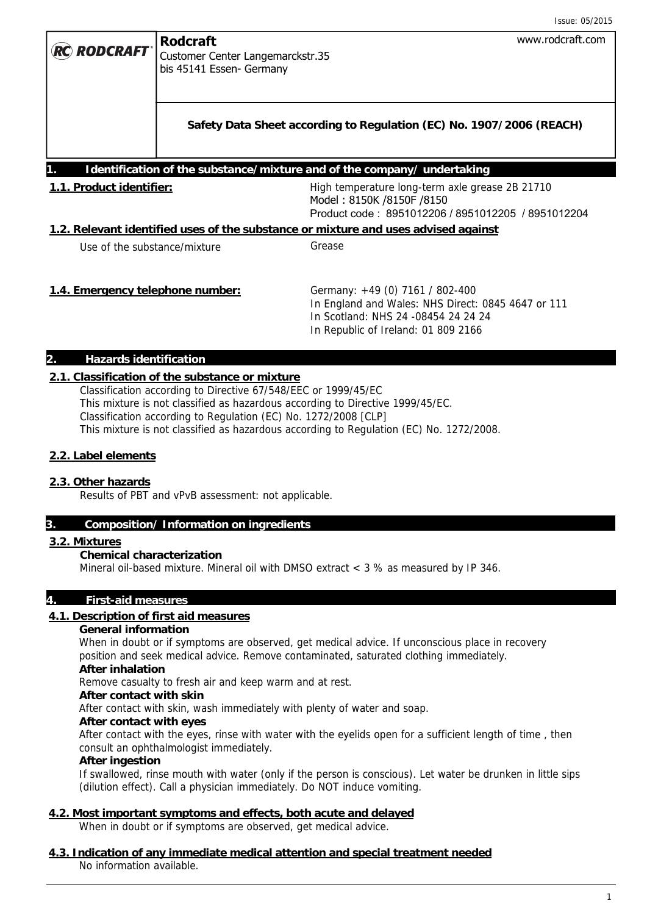Issue: 05/2015

**RC RODCRAFT**

**Rodcraft**
Customer Center Langemarckstr.35
bis 45141 Essen- Germany

www.rodcraft.com

**Safety Data Sheet according to Regulation (EC) No. 1907/2006 (REACH)**

## 1. Identification of the substance/mixture and of the company/ undertaking

**1.1. Product identifier:** High temperature long-term axle grease 2B 21710
Model : 8150K /8150F /8150
Product code : 8951012206 / 8951012205 / 8951012204

**1.2. Relevant identified uses of the substance or mixture and uses advised against**

Use of the substance/mixture: Grease

**1.4. Emergency telephone number:**
Germany: +49 (0) 7161 / 802-400
In England and Wales: NHS Direct: 0845 4647 or 111
In Scotland: NHS 24 -08454 24 24 24
In Republic of Ireland: 01 809 2166

## 2. Hazards identification

**2.1. Classification of the substance or mixture**

Classification according to Directive 67/548/EEC or 1999/45/EC
This mixture is not classified as hazardous according to Directive 1999/45/EC.
Classification according to Regulation (EC) No. 1272/2008 [CLP]
This mixture is not classified as hazardous according to Regulation (EC) No. 1272/2008.

**2.2. Label elements**

**2.3. Other hazards**

Results of PBT and vPvB assessment: not applicable.

## 3. Composition/ Information on ingredients

**3.2. Mixtures**

**Chemical characterization**

Mineral oil-based mixture. Mineral oil with DMSO extract < 3 % as measured by IP 346.

## 4. First-aid measures

**4.1. Description of first aid measures**

**General information**

When in doubt or if symptoms are observed, get medical advice. If unconscious place in recovery position and seek medical advice. Remove contaminated, saturated clothing immediately.

**After inhalation**

Remove casualty to fresh air and keep warm and at rest.

**After contact with skin**

After contact with skin, wash immediately with plenty of water and soap.

**After contact with eyes**

After contact with the eyes, rinse with water with the eyelids open for a sufficient length of time , then consult an ophthalmologist immediately.

**After ingestion**

If swallowed, rinse mouth with water (only if the person is conscious). Let water be drunken in little sips (dilution effect). Call a physician immediately. Do NOT induce vomiting.

**4.2. Most important symptoms and effects, both acute and delayed**

When in doubt or if symptoms are observed, get medical advice.

**4.3. Indication of any immediate medical attention and special treatment needed**

No information available.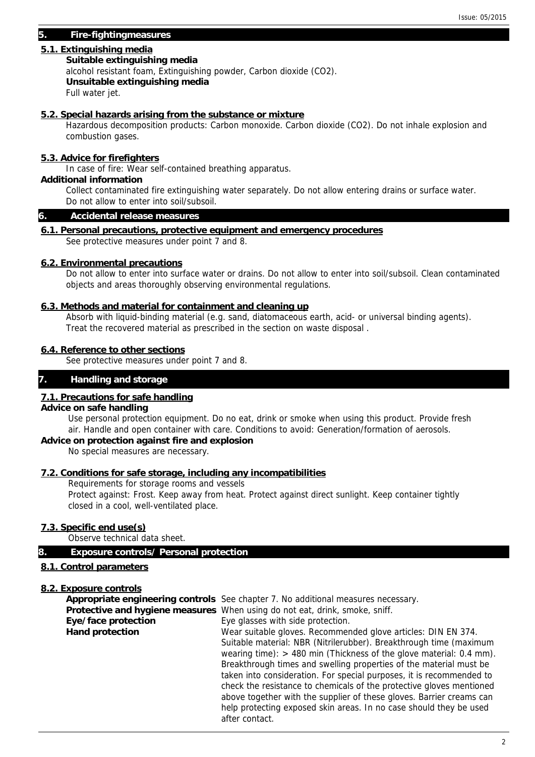## 5. Fire-fightingmeasures

### 5.1. Extinguishing media

**Suitable extinguishing media**

alcohol resistant foam, Extinguishing powder, Carbon dioxide ($CO_2$).

**Unsuitable extinguishing media**

Full water jet.

### 5.2. Special hazards arising from the substance or mixture

Hazardous decomposition products: Carbon monoxide. Carbon dioxide ($CO_2$). Do not inhale explosion and combustion gases.

### 5.3. Advice for firefighters

In case of fire: Wear self-contained breathing apparatus.

**Additional information**

Collect contaminated fire extinguishing water separately. Do not allow entering drains or surface water. Do not allow to enter into soil/subsoil.

## 6. Accidental release measures

### 6.1. Personal precautions, protective equipment and emergency procedures

See protective measures under point 7 and 8.

### 6.2. Environmental precautions

Do not allow to enter into surface water or drains. Do not allow to enter into soil/subsoil. Clean contaminated objects and areas thoroughly observing environmental regulations.

### 6.3. Methods and material for containment and cleaning up

Absorb with liquid-binding material (e.g. sand, diatomaceous earth, acid- or universal binding agents). Treat the recovered material as prescribed in the section on waste disposal .

### 6.4. Reference to other sections

See protective measures under point 7 and 8.

## 7. Handling and storage

### 7.1. Precautions for safe handling

**Advice on safe handling**

Use personal protection equipment. Do no eat, drink or smoke when using this product. Provide fresh air. Handle and open container with care. Conditions to avoid: Generation/formation of aerosols.

**Advice on protection against fire and explosion**

No special measures are necessary.

### 7.2. Conditions for safe storage, including any incompatibilities

Requirements for storage rooms and vessels

Protect against: Frost. Keep away from heat. Protect against direct sunlight. Keep container tightly closed in a cool, well-ventilated place.

### 7.3. Specific end use(s)

Observe technical data sheet.

## 8. Exposure controls/ Personal protection

### 8.1. Control parameters

### 8.2. Exposure controls

**Appropriate engineering controls** See chapter 7. No additional measures necessary.

**Protective and hygiene measures** When using do not eat, drink, smoke, sniff.

**Eye/face protection** Eye glasses with side protection.

**Hand protection** Wear suitable gloves. Recommended glove articles: DIN EN 374. Suitable material: NBR (Nitrilerubber). Breakthrough time (maximum wearing time): > 480 min (Thickness of the glove material: 0.4 mm). Breakthrough times and swelling properties of the material must be taken into consideration. For special purposes, it is recommended to check the resistance to chemicals of the protective gloves mentioned above together with the supplier of these gloves. Barrier creams can help protecting exposed skin areas. In no case should they be used after contact.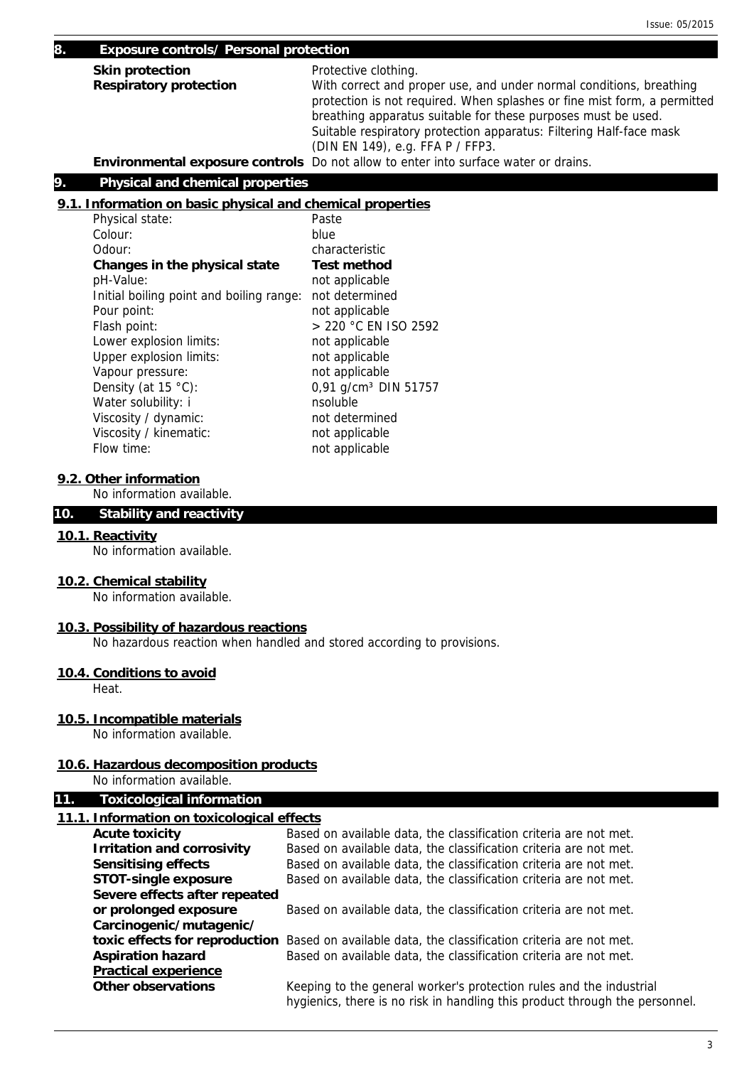## 8. Exposure controls/ Personal protection

| | |
|---|---|
| **Skin protection** | Protective clothing. |
| **Respiratory protection** | With correct and proper use, and under normal conditions, breathing protection is not required. When splashes or fine mist form, a permitted breathing apparatus suitable for these purposes must be used. Suitable respiratory protection apparatus: Filtering Half-face mask (DIN EN 149), e.g. FFA P / FFP3. |
| **Environmental exposure controls** | Do not allow to enter into surface water or drains. |

## 9. Physical and chemical properties

### 9.1. Information on basic physical and chemical properties

| | |
|---|---|
| Physical state: | Paste |
| Colour: | blue |
| Odour: | characteristic |
| **Changes in the physical state** | **Test method** |
| pH-Value: | not applicable |
| Initial boiling point and boiling range: | not determined |
| Pour point: | not applicable |
| Flash point: | > 220 °C EN ISO 2592 |
| Lower explosion limits: | not applicable |
| Upper explosion limits: | not applicable |
| Vapour pressure: | not applicable |
| Density (at 15 °C): | 0,91 g/cm³ DIN 51757 |
| Water solubility: i | nsoluble |
| Viscosity / dynamic: | not determined |
| Viscosity / kinematic: | not applicable |
| Flow time: | not applicable |

### 9.2. Other information

No information available.

## 10. Stability and reactivity

### 10.1. Reactivity

No information available.

### 10.2. Chemical stability

No information available.

### 10.3. Possibility of hazardous reactions

No hazardous reaction when handled and stored according to provisions.

### 10.4. Conditions to avoid

Heat.

### 10.5. Incompatible materials

No information available.

### 10.6. Hazardous decomposition products

No information available.

## 11. Toxicological information

### 11.1. Information on toxicological effects

| | |
|---|---|
| **Acute toxicity** | Based on available data, the classification criteria are not met. |
| **Irritation and corrosivity** | Based on available data, the classification criteria are not met. |
| **Sensitising effects** | Based on available data, the classification criteria are not met. |
| **STOT-single exposure** | Based on available data, the classification criteria are not met. |
| **Severe effects after repeated or prolonged exposure** | Based on available data, the classification criteria are not met. |
| **Carcinogenic/mutagenic/ toxic effects for reproduction** | Based on available data, the classification criteria are not met. |
| **Aspiration hazard** | Based on available data, the classification criteria are not met. |

**Practical experience**

| | |
|---|---|
| **Other observations** | Keeping to the general worker's protection rules and the industrial hygienics, there is no risk in handling this product through the personnel. |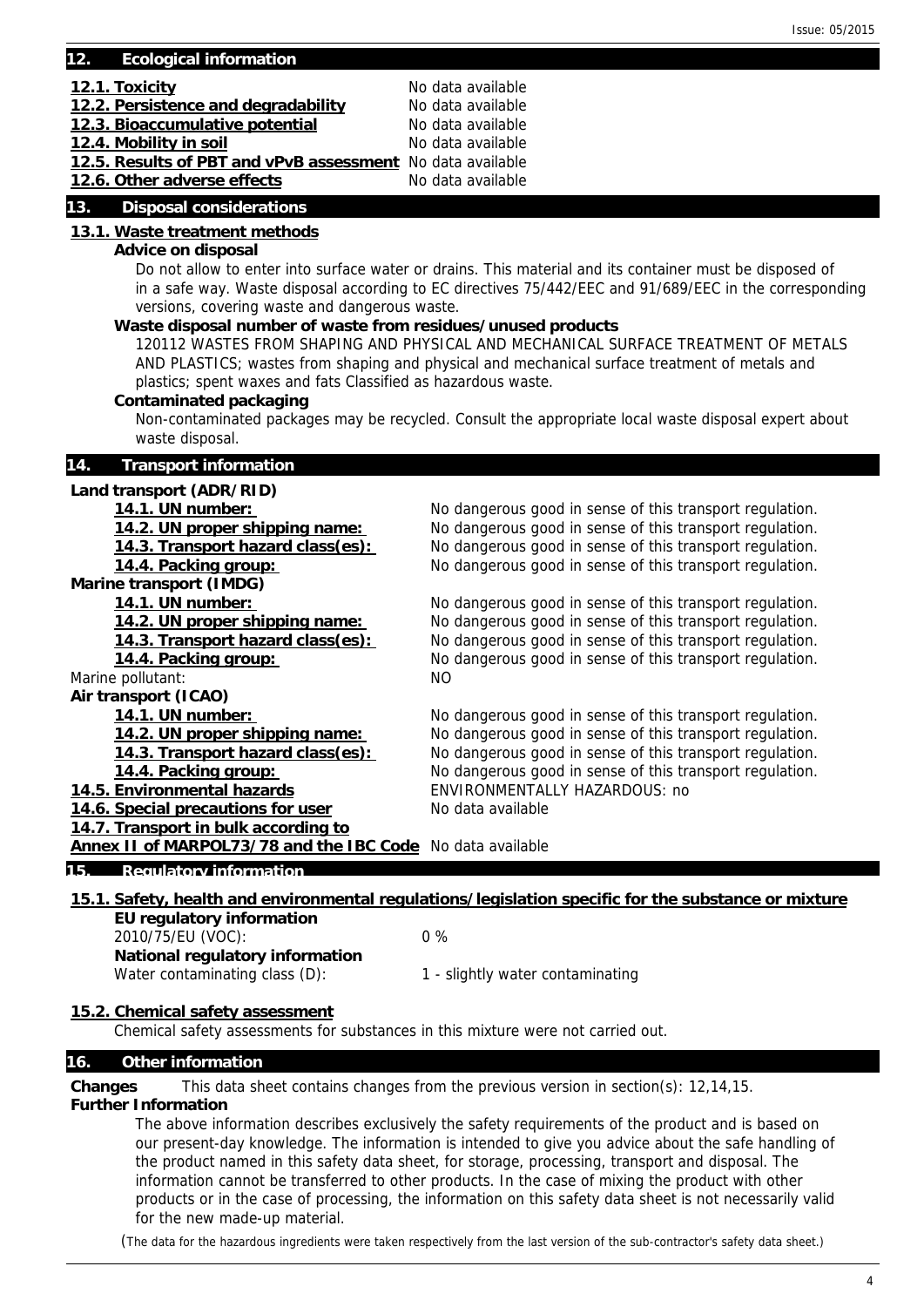## 12. Ecological information

**12.1. Toxicity** No data available
**12.2. Persistence and degradability** No data available
**12.3. Bioaccumulative potential** No data available
**12.4. Mobility in soil** No data available
**12.5. Results of PBT and vPvB assessment** No data available
**12.6. Other adverse effects** No data available

## 13. Disposal considerations

**13.1. Waste treatment methods**

**Advice on disposal**

Do not allow to enter into surface water or drains. This material and its container must be disposed of in a safe way. Waste disposal according to EC directives 75/442/EEC and 91/689/EEC in the corresponding versions, covering waste and dangerous waste.

**Waste disposal number of waste from residues/unused products**

120112 WASTES FROM SHAPING AND PHYSICAL AND MECHANICAL SURFACE TREATMENT OF METALS AND PLASTICS; wastes from shaping and physical and mechanical surface treatment of metals and plastics; spent waxes and fats Classified as hazardous waste.

**Contaminated packaging**

Non-contaminated packages may be recycled. Consult the appropriate local waste disposal expert about waste disposal.

## 14. Transport information

**Land transport (ADR/RID)**

**14.1. UN number:** No dangerous good in sense of this transport regulation.
**14.2. UN proper shipping name:** No dangerous good in sense of this transport regulation.
**14.3. Transport hazard class(es):** No dangerous good in sense of this transport regulation.
**14.4. Packing group:** No dangerous good in sense of this transport regulation.

**Marine transport (IMDG)**

**14.1. UN number:** No dangerous good in sense of this transport regulation.
**14.2. UN proper shipping name:** No dangerous good in sense of this transport regulation.
**14.3. Transport hazard class(es):** No dangerous good in sense of this transport regulation.
**14.4. Packing group:** No dangerous good in sense of this transport regulation.
Marine pollutant: NO

**Air transport (ICAO)**

**14.1. UN number:** No dangerous good in sense of this transport regulation.
**14.2. UN proper shipping name:** No dangerous good in sense of this transport regulation.
**14.3. Transport hazard class(es):** No dangerous good in sense of this transport regulation.
**14.4. Packing group:** No dangerous good in sense of this transport regulation.

**14.5. Environmental hazards** ENVIRONMENTALLY HAZARDOUS: no
**14.6. Special precautions for user** No data available
**14.7. Transport in bulk according to Annex II of MARPOL73/78 and the IBC Code** No data available

## 15. Regulatory information

**15.1. Safety, health and environmental regulations/legislation specific for the substance or mixture**

**EU regulatory information**
2010/75/EU (VOC): 0 %

**National regulatory information**
Water contaminating class (D): 1 - slightly water contaminating

**15.2. Chemical safety assessment**

Chemical safety assessments for substances in this mixture were not carried out.

## 16. Other information

**Changes** This data sheet contains changes from the previous version in section(s): 12,14,15.

**Further Information**

The above information describes exclusively the safety requirements of the product and is based on our present-day knowledge. The information is intended to give you advice about the safe handling of the product named in this safety data sheet, for storage, processing, transport and disposal. The information cannot be transferred to other products. In the case of mixing the product with other products or in the case of processing, the information on this safety data sheet is not necessarily valid for the new made-up material.

(The data for the hazardous ingredients were taken respectively from the last version of the sub-contractor's safety data sheet.)